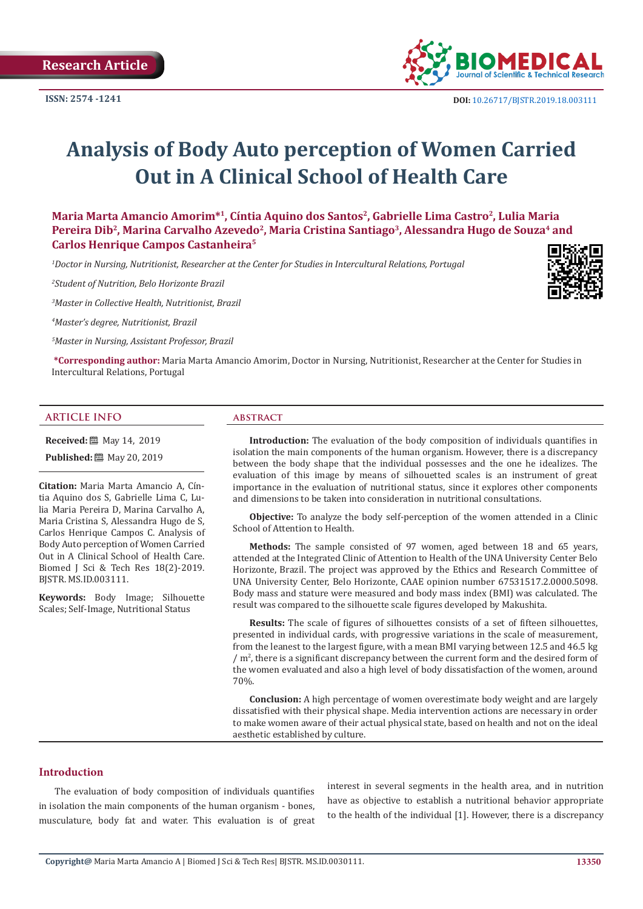Research Article

ISSN: 2574 -1241

DOI: 10.26717/BJSTR.2019.18.003111

# Analysis of Body Auto perception of Women Carried Out in A Clinical School of Health Care

**Maria Marta Amancio Amorim*[1], Cíntia Aquino dos Santos[2], Gabrielle Lima Castro[2], Lulia Maria Pereira Dib[2], Marina Carvalho Azevedo[2], Maria Cristina Santiago[3], Alessandra Hugo de Souza[4] and Carlos Henrique Campos Castanheira[5]**

[1]*Doctor in Nursing, Nutritionist, Researcher at the Center for Studies in Intercultural Relations, Portugal*

[2]*Student of Nutrition, Belo Horizonte Brazil*

[3]*Master in Collective Health, Nutritionist, Brazil*

[4]*Master's degree, Nutritionist, Brazil*

[5]*Master in Nursing, Assistant Professor, Brazil*

**\*Corresponding author:** Maria Marta Amancio Amorim, Doctor in Nursing, Nutritionist, Researcher at the Center for Studies in Intercultural Relations, Portugal

## ARTICLE INFO

**Received:** May 14, 2019

**Published:** May 20, 2019

**Citation:** Maria Marta Amancio A, Cíntia Aquino dos S, Gabrielle Lima C, Lulia Maria Pereira D, Marina Carvalho A, Maria Cristina S, Alessandra Hugo de S, Carlos Henrique Campos C. Analysis of Body Auto perception of Women Carried Out in A Clinical School of Health Care. Biomed J Sci & Tech Res 18(2)-2019. BJSTR. MS.ID.003111.

**Keywords:** Body Image; Silhouette Scales; Self-Image, Nutritional Status

## ABSTRACT

**Introduction:** The evaluation of the body composition of individuals quantifies in isolation the main components of the human organism. However, there is a discrepancy between the body shape that the individual possesses and the one he idealizes. The evaluation of this image by means of silhouetted scales is an instrument of great importance in the evaluation of nutritional status, since it explores other components and dimensions to be taken into consideration in nutritional consultations.

**Objective:** To analyze the body self-perception of the women attended in a Clinic School of Attention to Health.

**Methods:** The sample consisted of 97 women, aged between 18 and 65 years, attended at the Integrated Clinic of Attention to Health of the UNA University Center Belo Horizonte, Brazil. The project was approved by the Ethics and Research Committee of UNA University Center, Belo Horizonte, CAAE opinion number 67531517.2.0000.5098. Body mass and stature were measured and body mass index (BMI) was calculated. The result was compared to the silhouette scale figures developed by Makushita.

**Results:** The scale of figures of silhouettes consists of a set of fifteen silhouettes, presented in individual cards, with progressive variations in the scale of measurement, from the leanest to the largest figure, with a mean BMI varying between 12.5 and 46.5 kg / $m^2$, there is a significant discrepancy between the current form and the desired form of the women evaluated and also a high level of body dissatisfaction of the women, around 70%.

**Conclusion:** A high percentage of women overestimate body weight and are largely dissatisfied with their physical shape. Media intervention actions are necessary in order to make women aware of their actual physical state, based on health and not on the ideal aesthetic established by culture.

## Introduction

The evaluation of body composition of individuals quantifies in isolation the main components of the human organism - bones, musculature, body fat and water. This evaluation is of great interest in several segments in the health area, and in nutrition have as objective to establish a nutritional behavior appropriate to the health of the individual [1]. However, there is a discrepancy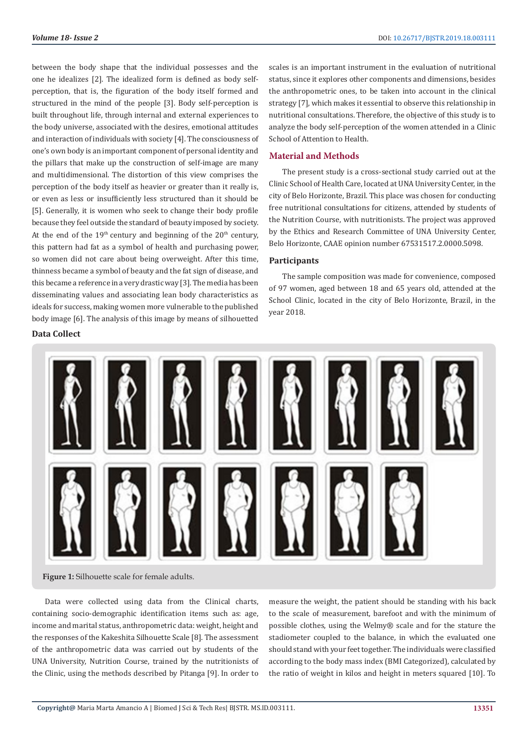between the body shape that the individual possesses and the one he idealizes [2]. The idealized form is defined as body self-perception, that is, the figuration of the body itself formed and structured in the mind of the people [3]. Body self-perception is built throughout life, through internal and external experiences to the body universe, associated with the desires, emotional attitudes and interaction of individuals with society [4]. The consciousness of one's own body is an important component of personal identity and the pillars that make up the construction of self-image are many and multidimensional. The distortion of this view comprises the perception of the body itself as heavier or greater than it really is, or even as less or insufficiently less structured than it should be [5]. Generally, it is women who seek to change their body profile because they feel outside the standard of beauty imposed by society. At the end of the 19th century and beginning of the 20th century, this pattern had fat as a symbol of health and purchasing power, so women did not care about being overweight. After this time, thinness became a symbol of beauty and the fat sign of disease, and this became a reference in a very drastic way [3]. The media has been disseminating values and associating lean body characteristics as ideals for success, making women more vulnerable to the published body image [6]. The analysis of this image by means of silhouetted scales is an important instrument in the evaluation of nutritional status, since it explores other components and dimensions, besides the anthropometric ones, to be taken into account in the clinical strategy [7], which makes it essential to observe this relationship in nutritional consultations. Therefore, the objective of this study is to analyze the body self-perception of the women attended in a Clinic School of Attention to Health.

## Material and Methods

The present study is a cross-sectional study carried out at the Clinic School of Health Care, located at UNA University Center, in the city of Belo Horizonte, Brazil. This place was chosen for conducting free nutritional consultations for citizens, attended by students of the Nutrition Course, with nutritionists. The project was approved by the Ethics and Research Committee of UNA University Center, Belo Horizonte, CAAE opinion number 67531517.2.0000.5098.

### Participants

The sample composition was made for convenience, composed of 97 women, aged between 18 and 65 years old, attended at the School Clinic, located in the city of Belo Horizonte, Brazil, in the year 2018.

### Data Collect

**Figure 1:** Silhouette scale for female adults.

Data were collected using data from the Clinical charts, containing socio-demographic identification items such as: age, income and marital status, anthropometric data: weight, height and the responses of the Kakeshita Silhouette Scale [8]. The assessment of the anthropometric data was carried out by students of the UNA University, Nutrition Course, trained by the nutritionists of the Clinic, using the methods described by Pitanga [9]. In order to measure the weight, the patient should be standing with his back to the scale of measurement, barefoot and with the minimum of possible clothes, using the Welmy® scale and for the stature the stadiometer coupled to the balance, in which the evaluated one should stand with your feet together. The individuals were classified according to the body mass index (BMI Categorized), calculated by the ratio of weight in kilos and height in meters squared [10]. To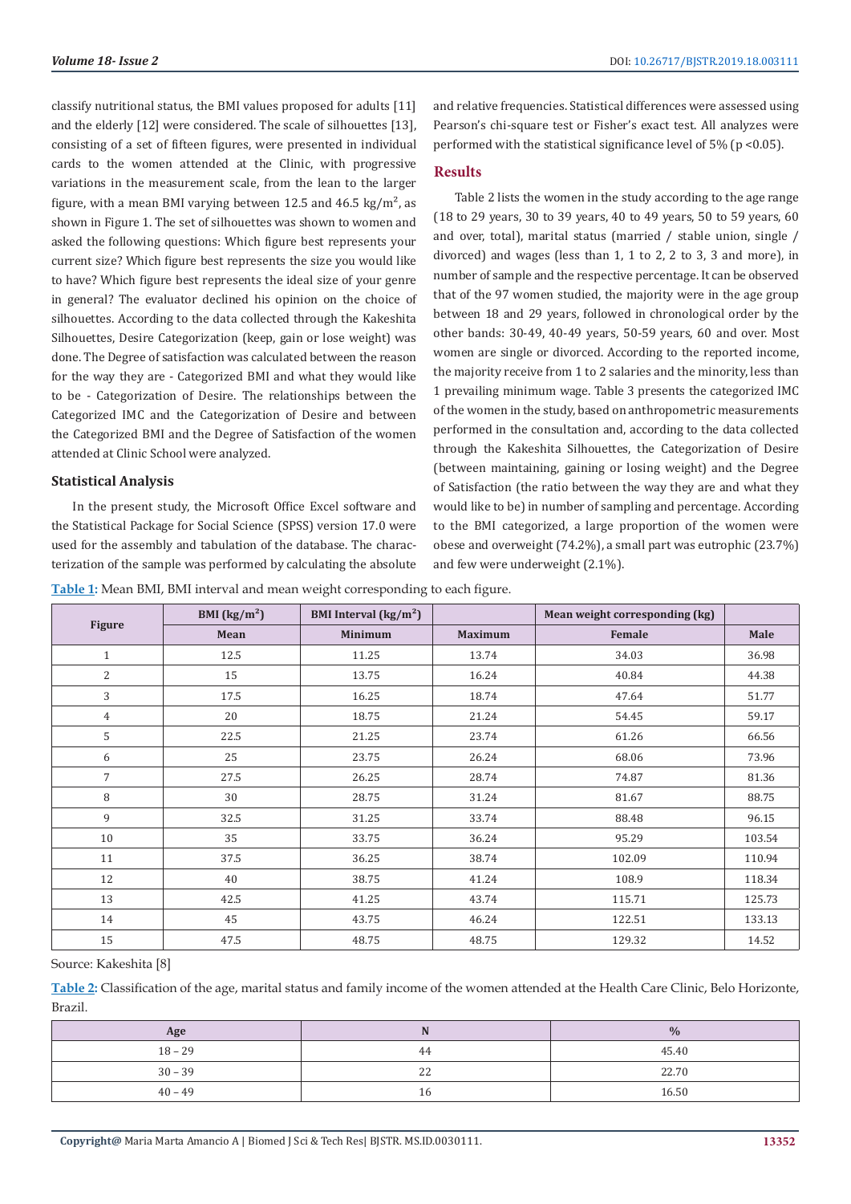classify nutritional status, the BMI values proposed for adults [11] and the elderly [12] were considered. The scale of silhouettes [13], consisting of a set of fifteen figures, were presented in individual cards to the women attended at the Clinic, with progressive variations in the measurement scale, from the lean to the larger figure, with a mean BMI varying between 12.5 and 46.5 kg/m², as shown in Figure 1. The set of silhouettes was shown to women and asked the following questions: Which figure best represents your current size? Which figure best represents the size you would like to have? Which figure best represents the ideal size of your genre in general? The evaluator declined his opinion on the choice of silhouettes. According to the data collected through the Kakeshita Silhouettes, Desire Categorization (keep, gain or lose weight) was done. The Degree of satisfaction was calculated between the reason for the way they are - Categorized BMI and what they would like to be - Categorization of Desire. The relationships between the Categorized IMC and the Categorization of Desire and between the Categorized BMI and the Degree of Satisfaction of the women attended at Clinic School were analyzed.

### Statistical Analysis

In the present study, the Microsoft Office Excel software and the Statistical Package for Social Science (SPSS) version 17.0 were used for the assembly and tabulation of the database. The characterization of the sample was performed by calculating the absolute and relative frequencies. Statistical differences were assessed using Pearson's chi-square test or Fisher's exact test. All analyzes were performed with the statistical significance level of 5% ($p < 0.05$).

## Results

Table 2 lists the women in the study according to the age range (18 to 29 years, 30 to 39 years, 40 to 49 years, 50 to 59 years, 60 and over, total), marital status (married / stable union, single / divorced) and wages (less than 1, 1 to 2, 2 to 3, 3 and more), in number of sample and the respective percentage. It can be observed that of the 97 women studied, the majority were in the age group between 18 and 29 years, followed in chronological order by the other bands: 30-49, 40-49 years, 50-59 years, 60 and over. Most women are single or divorced. According to the reported income, the majority receive from 1 to 2 salaries and the minority, less than 1 prevailing minimum wage. Table 3 presents the categorized IMC of the women in the study, based on anthropometric measurements performed in the consultation and, according to the data collected through the Kakeshita Silhouettes, the Categorization of Desire (between maintaining, gaining or losing weight) and the Degree of Satisfaction (the ratio between the way they are and what they would like to be) in number of sampling and percentage. According to the BMI categorized, a large proportion of the women were obese and overweight (74.2%), a small part was eutrophic (23.7%) and few were underweight (2.1%).

**Table 1:** Mean BMI, BMI interval and mean weight corresponding to each figure.

| Figure | BMI (kg/m²) | BMI Interval (kg/m²) | | Mean weight corresponding (kg) | |
|---|---|---|---|---|---|
| | Mean | Minimum | Maximum | Female | Male |
| 1 | 12.5 | 11.25 | 13.74 | 34.03 | 36.98 |
| 2 | 15 | 13.75 | 16.24 | 40.84 | 44.38 |
| 3 | 17.5 | 16.25 | 18.74 | 47.64 | 51.77 |
| 4 | 20 | 18.75 | 21.24 | 54.45 | 59.17 |
| 5 | 22.5 | 21.25 | 23.74 | 61.26 | 66.56 |
| 6 | 25 | 23.75 | 26.24 | 68.06 | 73.96 |
| 7 | 27.5 | 26.25 | 28.74 | 74.87 | 81.36 |
| 8 | 30 | 28.75 | 31.24 | 81.67 | 88.75 |
| 9 | 32.5 | 31.25 | 33.74 | 88.48 | 96.15 |
| 10 | 35 | 33.75 | 36.24 | 95.29 | 103.54 |
| 11 | 37.5 | 36.25 | 38.74 | 102.09 | 110.94 |
| 12 | 40 | 38.75 | 41.24 | 108.9 | 118.34 |
| 13 | 42.5 | 41.25 | 43.74 | 115.71 | 125.73 |
| 14 | 45 | 43.75 | 46.24 | 122.51 | 133.13 |
| 15 | 47.5 | 48.75 | 48.75 | 129.32 | 14.52 |

Source: Kakeshita [8]

**Table 2:** Classification of the age, marital status and family income of the women attended at the Health Care Clinic, Belo Horizonte, Brazil.

| Age | N | % |
|---|---|---|
| 18 – 29 | 44 | 45.40 |
| 30 – 39 | 22 | 22.70 |
| 40 – 49 | 16 | 16.50 |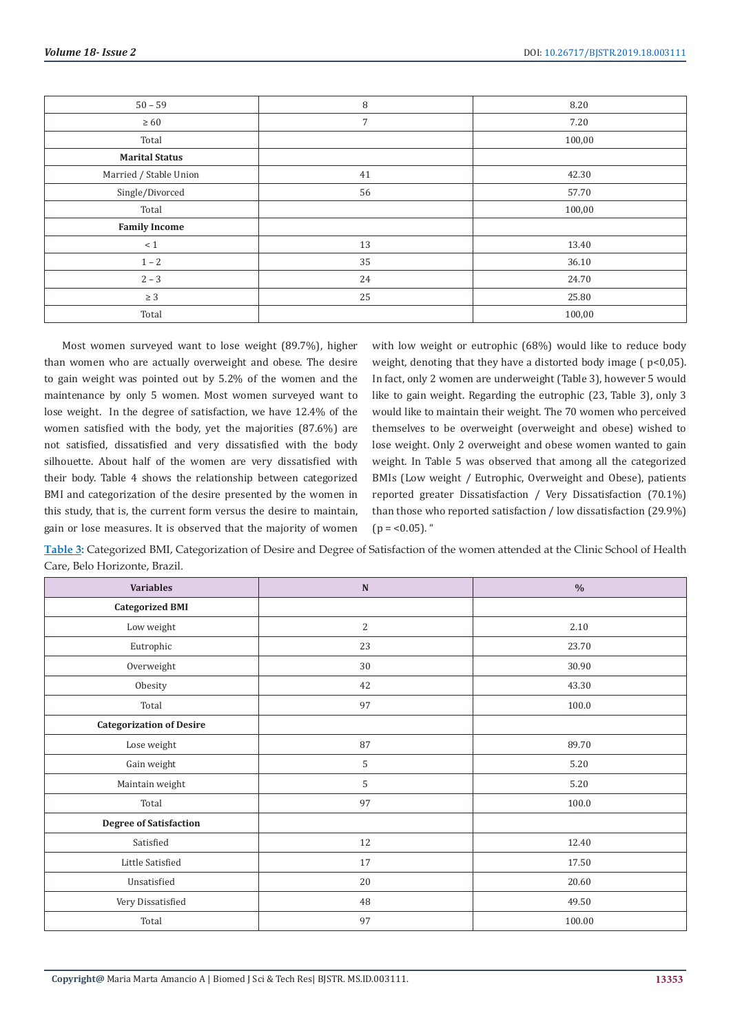| | | |
|---|---|---|
| 50 – 59 | 8 | 8.20 |
| ≥ 60 | 7 | 7.20 |
| Total | | 100,00 |
| **Marital Status** | | |
| Married / Stable Union | 41 | 42.30 |
| Single/Divorced | 56 | 57.70 |
| Total | | 100,00 |
| **Family Income** | | |
| < 1 | 13 | 13.40 |
| 1 – 2 | 35 | 36.10 |
| 2 – 3 | 24 | 24.70 |
| ≥ 3 | 25 | 25.80 |
| Total | | 100,00 |

Most women surveyed want to lose weight (89.7%), higher than women who are actually overweight and obese. The desire to gain weight was pointed out by 5.2% of the women and the maintenance by only 5 women. Most women surveyed want to lose weight. In the degree of satisfaction, we have 12.4% of the women satisfied with the body, yet the majorities (87.6%) are not satisfied, dissatisfied and very dissatisfied with the body silhouette. About half of the women are very dissatisfied with their body. Table 4 shows the relationship between categorized BMI and categorization of the desire presented by the women in this study, that is, the current form versus the desire to maintain, gain or lose measures. It is observed that the majority of women with low weight or eutrophic (68%) would like to reduce body weight, denoting that they have a distorted body image ( $p<0,05$). In fact, only 2 women are underweight (Table 3), however 5 would like to gain weight. Regarding the eutrophic (23, Table 3), only 3 would like to maintain their weight. The 70 women who perceived themselves to be overweight (overweight and obese) wished to lose weight. Only 2 overweight and obese women wanted to gain weight. In Table 5 was observed that among all the categorized BMIs (Low weight / Eutrophic, Overweight and Obese), patients reported greater Dissatisfaction / Very Dissatisfaction (70.1%) than those who reported satisfaction / low dissatisfaction (29.9%) ($p = <0.05$). "

**Table 3:** Categorized BMI, Categorization of Desire and Degree of Satisfaction of the women attended at the Clinic School of Health Care, Belo Horizonte, Brazil.

| Variables | N | % |
|---|---|---|
| **Categorized BMI** | | |
| Low weight | 2 | 2.10 |
| Eutrophic | 23 | 23.70 |
| Overweight | 30 | 30.90 |
| Obesity | 42 | 43.30 |
| Total | 97 | 100.0 |
| **Categorization of Desire** | | |
| Lose weight | 87 | 89.70 |
| Gain weight | 5 | 5.20 |
| Maintain weight | 5 | 5.20 |
| Total | 97 | 100.0 |
| **Degree of Satisfaction** | | |
| Satisfied | 12 | 12.40 |
| Little Satisfied | 17 | 17.50 |
| Unsatisfied | 20 | 20.60 |
| Very Dissatisfied | 48 | 49.50 |
| Total | 97 | 100.00 |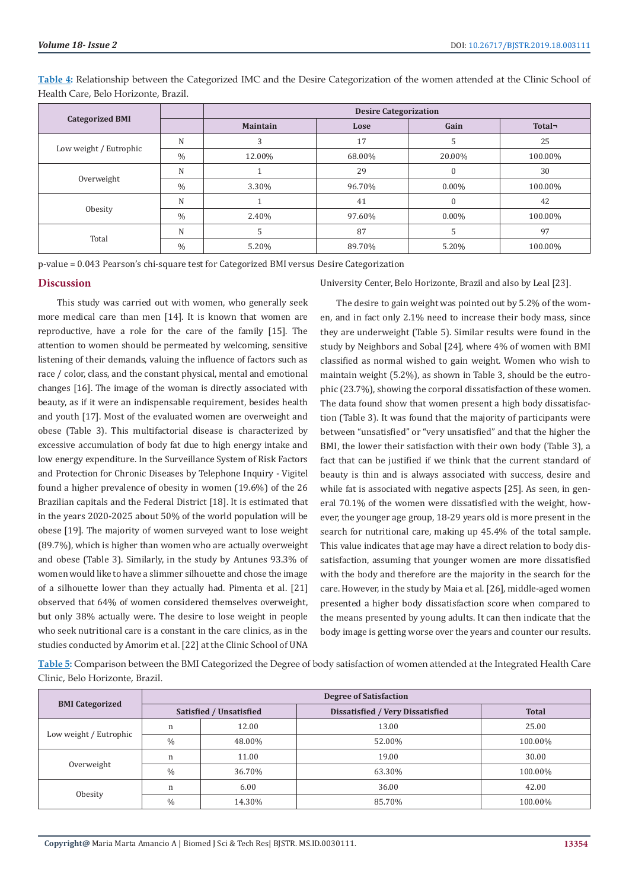**Table 4**: Relationship between the Categorized IMC and the Desire Categorization of the women attended at the Clinic School of Health Care, Belo Horizonte, Brazil.

| Categorized BMI | | Desire Categorization | | | |
|---|---|---|---|---|---|
| | | Maintain | Lose | Gain | Total¬ |
| Low weight / Eutrophic | N | 3 | 17 | 5 | 25 |
| | % | 12.00% | 68.00% | 20.00% | 100.00% |
| Overweight | N | 1 | 29 | 0 | 30 |
| | % | 3.30% | 96.70% | 0.00% | 100.00% |
| Obesity | N | 1 | 41 | 0 | 42 |
| | % | 2.40% | 97.60% | 0.00% | 100.00% |
| Total | N | 5 | 87 | 5 | 97 |
| | % | 5.20% | 89.70% | 5.20% | 100.00% |

p-value = 0.043 Pearson's chi-square test for Categorized BMI versus Desire Categorization

## Discussion

This study was carried out with women, who generally seek more medical care than men [14]. It is known that women are reproductive, have a role for the care of the family [15]. The attention to women should be permeated by welcoming, sensitive listening of their demands, valuing the influence of factors such as race / color, class, and the constant physical, mental and emotional changes [16]. The image of the woman is directly associated with beauty, as if it were an indispensable requirement, besides health and youth [17]. Most of the evaluated women are overweight and obese (Table 3). This multifactorial disease is characterized by excessive accumulation of body fat due to high energy intake and low energy expenditure. In the Surveillance System of Risk Factors and Protection for Chronic Diseases by Telephone Inquiry - Vigitel found a higher prevalence of obesity in women (19.6%) of the 26 Brazilian capitals and the Federal District [18]. It is estimated that in the years 2020-2025 about 50% of the world population will be obese [19]. The majority of women surveyed want to lose weight (89.7%), which is higher than women who are actually overweight and obese (Table 3). Similarly, in the study by Antunes 93.3% of women would like to have a slimmer silhouette and chose the image of a silhouette lower than they actually had. Pimenta et al. [21] observed that 64% of women considered themselves overweight, but only 38% actually were. The desire to lose weight in people who seek nutritional care is a constant in the care clinics, as in the studies conducted by Amorim et al. [22] at the Clinic School of UNA University Center, Belo Horizonte, Brazil and also by Leal [23].

The desire to gain weight was pointed out by 5.2% of the women, and in fact only 2.1% need to increase their body mass, since they are underweight (Table 5). Similar results were found in the study by Neighbors and Sobal [24], where 4% of women with BMI classified as normal wished to gain weight. Women who wish to maintain weight (5.2%), as shown in Table 3, should be the eutrophic (23.7%), showing the corporal dissatisfaction of these women. The data found show that women present a high body dissatisfaction (Table 3). It was found that the majority of participants were between "unsatisfied" or "very unsatisfied" and that the higher the BMI, the lower their satisfaction with their own body (Table 3), a fact that can be justified if we think that the current standard of beauty is thin and is always associated with success, desire and while fat is associated with negative aspects [25]. As seen, in general 70.1% of the women were dissatisfied with the weight, however, the younger age group, 18-29 years old is more present in the search for nutritional care, making up 45.4% of the total sample. This value indicates that age may have a direct relation to body dissatisfaction, assuming that younger women are more dissatisfied with the body and therefore are the majority in the search for the care. However, in the study by Maia et al. [26], middle-aged women presented a higher body dissatisfaction score when compared to the means presented by young adults. It can then indicate that the body image is getting worse over the years and counter our results.

**Table 5:** Comparison between the BMI Categorized the Degree of body satisfaction of women attended at the Integrated Health Care Clinic, Belo Horizonte, Brazil.

| BMI Categorized | | Degree of Satisfaction | | |
|---|---|---|---|---|
| | | Satisfied / Unsatisfied | Dissatisfied / Very Dissatisfied | Total |
| Low weight / Eutrophic | n | 12.00 | 13.00 | 25.00 |
| | % | 48.00% | 52.00% | 100.00% |
| Overweight | n | 11.00 | 19.00 | 30.00 |
| | % | 36.70% | 63.30% | 100.00% |
| Obesity | n | 6.00 | 36.00 | 42.00 |
| | % | 14.30% | 85.70% | 100.00% |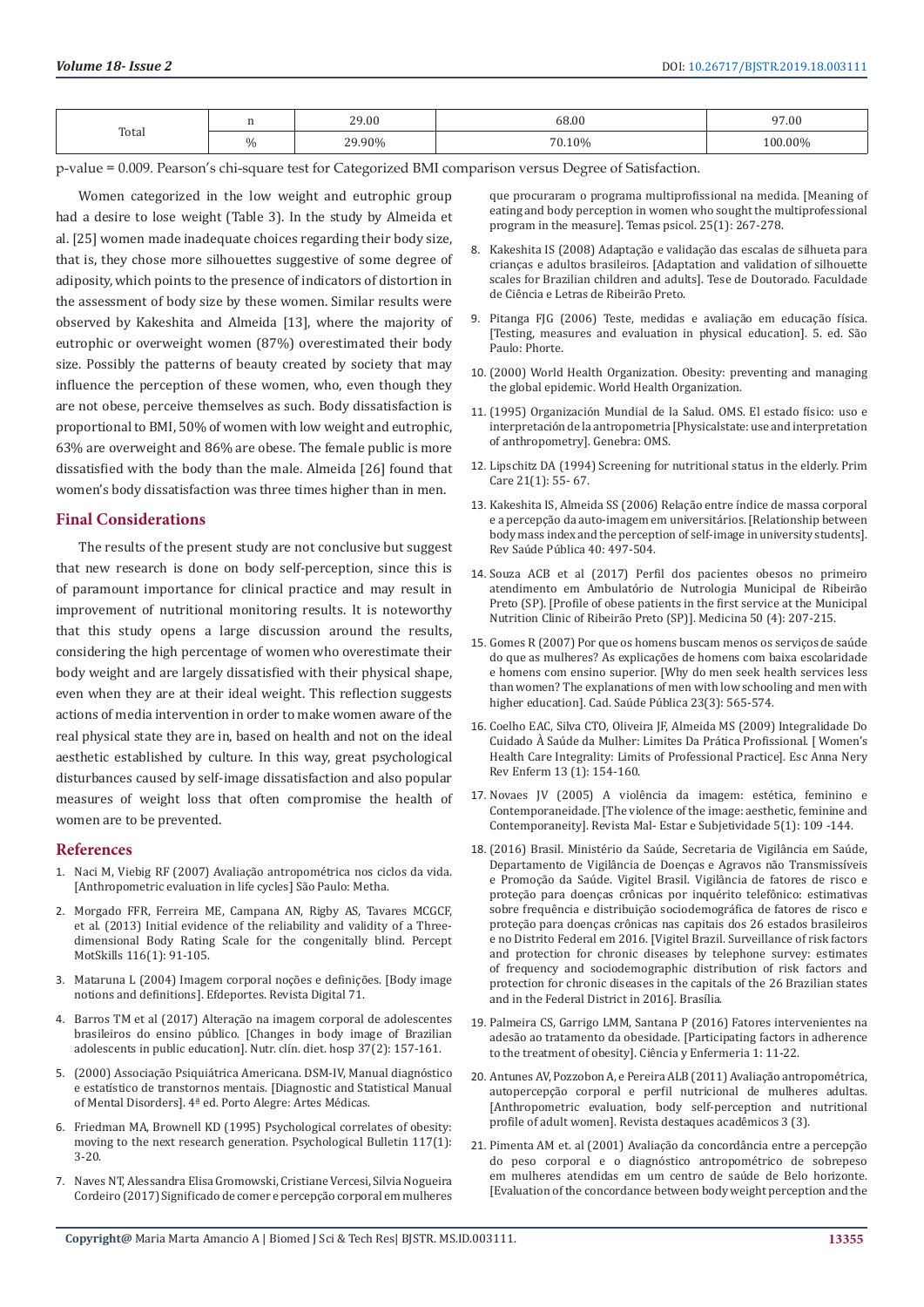| Total | n | 29.00 | 68.00 | 97.00 |
|---|---|---|---|---|
| | % | 29.90% | 70.10% | 100.00% |

p-value = 0.009. Pearson's chi-square test for Categorized BMI comparison versus Degree of Satisfaction.

Women categorized in the low weight and eutrophic group had a desire to lose weight (Table 3). In the study by Almeida et al. [25] women made inadequate choices regarding their body size, that is, they chose more silhouettes suggestive of some degree of adiposity, which points to the presence of indicators of distortion in the assessment of body size by these women. Similar results were observed by Kakeshita and Almeida [13], where the majority of eutrophic or overweight women (87%) overestimated their body size. Possibly the patterns of beauty created by society that may influence the perception of these women, who, even though they are not obese, perceive themselves as such. Body dissatisfaction is proportional to BMI, 50% of women with low weight and eutrophic, 63% are overweight and 86% are obese. The female public is more dissatisfied with the body than the male. Almeida [26] found that women's body dissatisfaction was three times higher than in men.

## Final Considerations

The results of the present study are not conclusive but suggest that new research is done on body self-perception, since this is of paramount importance for clinical practice and may result in improvement of nutritional monitoring results. It is noteworthy that this study opens a large discussion around the results, considering the high percentage of women who overestimate their body weight and are largely dissatisfied with their physical shape, even when they are at their ideal weight. This reflection suggests actions of media intervention in order to make women aware of the real physical state they are in, based on health and not on the ideal aesthetic established by culture. In this way, great psychological disturbances caused by self-image dissatisfaction and also popular measures of weight loss that often compromise the health of women are to be prevented.

## References

1. Naci M, Viebig RF (2007) Avaliação antropométrica nos ciclos da vida. [Anthropometric evaluation in life cycles] São Paulo: Metha.
2. Morgado FFR, Ferreira ME, Campana AN, Rigby AS, Tavares MCGCF, et al. (2013) Initial evidence of the reliability and validity of a Three-dimensional Body Rating Scale for the congenitally blind. Percept MotSkills 116(1): 91-105.
3. Mataruna L (2004) Imagem corporal noções e definições. [Body image notions and definitions]. Efdeportes. Revista Digital 71.
4. Barros TM et al (2017) Alteração na imagem corporal de adolescentes brasileiros do ensino público. [Changes in body image of Brazilian adolescents in public education]. Nutr. clín. diet. hosp 37(2): 157-161.
5. (2000) Associação Psiquiátrica Americana. DSM-IV, Manual diagnóstico e estatístico de transtornos mentais. [Diagnostic and Statistical Manual of Mental Disorders]. 4ª ed. Porto Alegre: Artes Médicas.
6. Friedman MA, Brownell KD (1995) Psychological correlates of obesity: moving to the next research generation. Psychological Bulletin 117(1): 3-20.
7. Naves NT, Alessandra Elisa Gromowski, Cristiane Vercesi, Silvia Nogueira Cordeiro (2017) Significado de comer e percepção corporal em mulheres que procuraram o programa multiprofissional na medida. [Meaning of eating and body perception in women who sought the multiprofessional program in the measure]. Temas psicol. 25(1): 267-278.
8. Kakeshita IS (2008) Adaptação e validação das escalas de silhueta para crianças e adultos brasileiros. [Adaptation and validation of silhouette scales for Brazilian children and adults]. Tese de Doutorado. Faculdade de Ciência e Letras de Ribeirão Preto.
9. Pitanga FJG (2006) Teste, medidas e avaliação em educação física. [Testing, measures and evaluation in physical education]. 5. ed. São Paulo: Phorte.
10. (2000) World Health Organization. Obesity: preventing and managing the global epidemic. World Health Organization.
11. (1995) Organización Mundial de la Salud. OMS. El estado físico: uso e interpretación de la antropometria [Physicalstate: use and interpretation of anthropometry]. Genebra: OMS.
12. Lipschitz DA (1994) Screening for nutritional status in the elderly. Prim Care 21(1): 55- 67.
13. Kakeshita IS, Almeida SS (2006) Relação entre índice de massa corporal e a percepção da auto-imagem em universitários. [Relationship between body mass index and the perception of self-image in university students]. Rev Saúde Pública 40: 497-504.
14. Souza ACB et al (2017) Perfil dos pacientes obesos no primeiro atendimento em Ambulatório de Nutrologia Municipal de Ribeirão Preto (SP). [Profile of obese patients in the first service at the Municipal Nutrition Clinic of Ribeirão Preto (SP)]. Medicina 50 (4): 207-215.
15. Gomes R (2007) Por que os homens buscam menos os serviços de saúde do que as mulheres? As explicações de homens com baixa escolaridade e homens com ensino superior. [Why do men seek health services less than women? The explanations of men with low schooling and men with higher education]. Cad. Saúde Pública 23(3): 565-574.
16. Coelho EAC, Silva CTO, Oliveira JF, Almeida MS (2009) Integralidade Do Cuidado À Saúde da Mulher: Limites Da Prática Profissional. [ Women's Health Care Integrality: Limits of Professional Practice]. Esc Anna Nery Rev Enferm 13 (1): 154-160.
17. Novaes JV (2005) A violência da imagem: estética, feminino e Contemporaneidade. [The violence of the image: aesthetic, feminine and Contemporaneity]. Revista Mal- Estar e Subjetividade 5(1): 109 -144.
18. (2016) Brasil. Ministério da Saúde, Secretaria de Vigilância em Saúde, Departamento de Vigilância de Doenças e Agravos não Transmissíveis e Promoção da Saúde. Vigitel Brasil. Vigilância de fatores de risco e proteção para doenças crônicas por inquérito telefônico: estimativas sobre frequência e distribuição sociodemográfica de fatores de risco e proteção para doenças crônicas nas capitais dos 26 estados brasileiros e no Distrito Federal em 2016. [Vigitel Brazil. Surveillance of risk factors and protection for chronic diseases by telephone survey: estimates of frequency and sociodemographic distribution of risk factors and protection for chronic diseases in the capitals of the 26 Brazilian states and in the Federal District in 2016]. Brasília.
19. Palmeira CS, Garrigo LMM, Santana P (2016) Fatores intervenientes na adesão ao tratamento da obesidade. [Participating factors in adherence to the treatment of obesity]. Ciência y Enfermeria 5(1): 11-22.
20. Antunes AV, Pozzobon A, e Pereira ALB (2011) Avaliação antropométrica, autopercepção corporal e perfil nutricional de mulheres adultas. [Anthropometric evaluation, body self-perception and nutritional profile of adult women]. Revista destaques acadêmicos 3 (3).
21. Pimenta AM et. al (2001) Avaliação da concordância entre a percepção do peso corporal e o diagnóstico antropométrico de sobrepeso em mulheres atendidas em um centro de saúde de Belo horizonte. [Evaluation of the concordance between body weight perception and the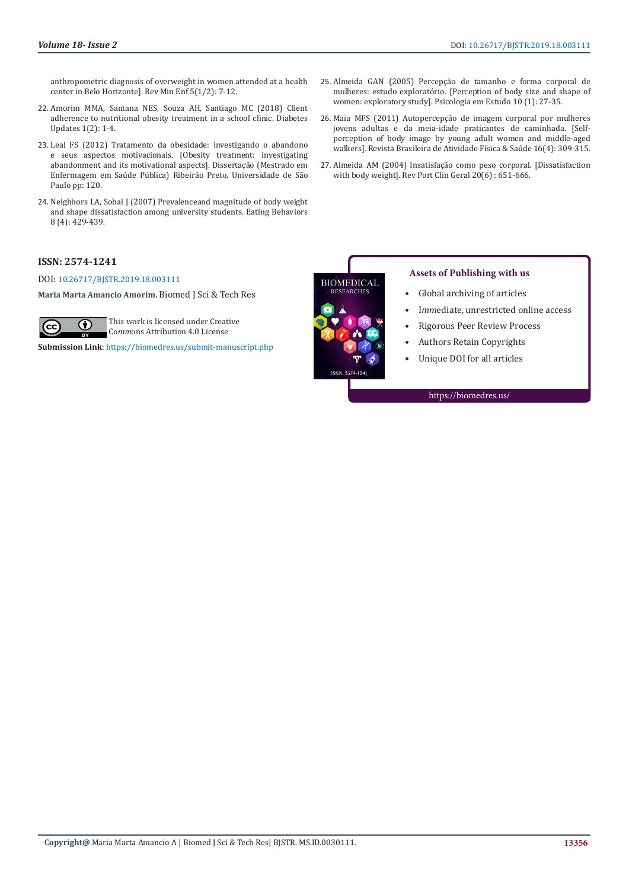anthropometric diagnosis of overweight in women attended at a health center in Belo Horizonte]. Rev Min Enf 5(1/2): 7-12.

22. Amorim MMA, Santana NES, Souza AH, Santiago MC (2018) Client adherence to nutritional obesity treatment in a school clinic. Diabetes Updates 1(2): 1-4.
23. Leal FS (2012) Tratamento da obesidade: investigando o abandono e seus aspectos motivacionais. [Obesity treatment: investigating abandonment and its motivational aspects]. Dissertação (Mestrado em Enfermagem em Saúde Pública) Ribeirão Preto, Universidade de São Paulo pp: 120.
24. Neighbors LA, Sobal J (2007) Prevalenceand magnitude of body weight and shape dissatisfaction among university students. Eating Behaviors 8 (4): 429-439.
25. Almeida GAN (2005) Percepção de tamanho e forma corporal de mulheres: estudo exploratório. [Perception of body size and shape of women: exploratory study]. Psicologia em Estudo 10 (1): 27-35.
26. Maia MFS (2011) Autopercepção de imagem corporal por mulheres jovens adultas e da meia-idade praticantes de caminhada. [Self-perception of body image by young adult women and middle-aged walkers]. Revista Brasileira de Atividade Física & Saúde 16(4): 309-315.
27. Almeida AM (2004) Insatisfação como peso corporal. [Dissatisfaction with body weight]. Rev Port Clin Geral 20(6) : 651-666.

**ISSN: 2574-1241**

DOI: 10.26717/BJSTR.2019.18.003111

**Maria Marta Amancio Amorim.** Biomed J Sci & Tech Res

This work is licensed under Creative Commons Attribution 4.0 License

**Submission Link**: https://biomedres.us/submit-manuscript.php

BIOMEDICAL RESEARCHES

ISSN: 2574-1241

**Assets of Publishing with us**

- Global archiving of articles
- Immediate, unrestricted online access
- Rigorous Peer Review Process
- Authors Retain Copyrights
- Unique DOI for all articles

https://biomedres.us/